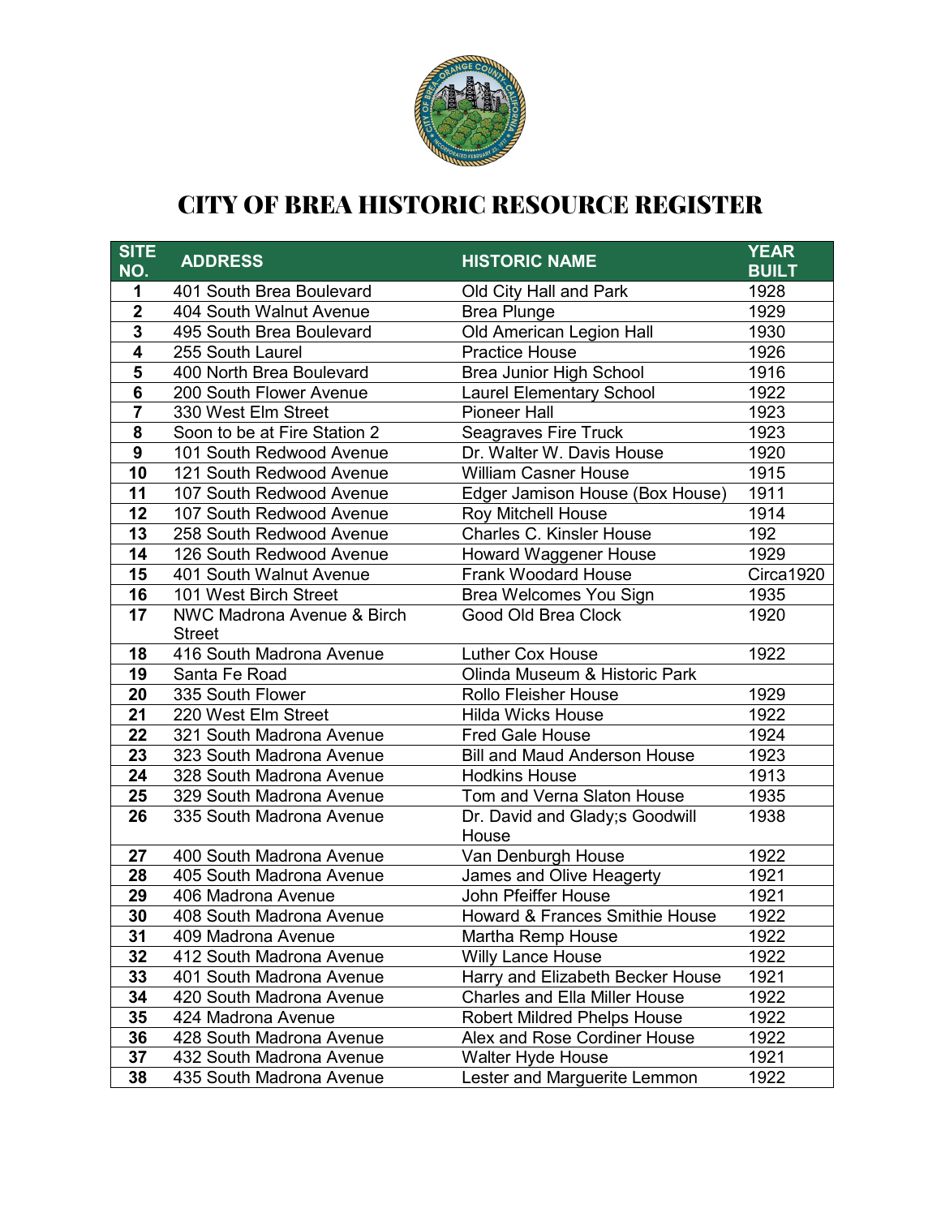# CITY OF BREA HISTORIC RESOURCE REGISTER

| SITE NO. | ADDRESS | HISTORIC NAME | YEAR BUILT |
|---|---|---|---|
| 1 | 401 South Brea Boulevard | Old City Hall and Park | 1928 |
| 2 | 404 South Walnut Avenue | Brea Plunge | 1929 |
| 3 | 495 South Brea Boulevard | Old American Legion Hall | 1930 |
| 4 | 255 South Laurel | Practice House | 1926 |
| 5 | 400 North Brea Boulevard | Brea Junior High School | 1916 |
| 6 | 200 South Flower Avenue | Laurel Elementary School | 1922 |
| 7 | 330 West Elm Street | Pioneer Hall | 1923 |
| 8 | Soon to be at Fire Station 2 | Seagraves Fire Truck | 1923 |
| 9 | 101 South Redwood Avenue | Dr. Walter W. Davis House | 1920 |
| 10 | 121 South Redwood Avenue | William Casner House | 1915 |
| 11 | 107 South Redwood Avenue | Edger Jamison House (Box House) | 1911 |
| 12 | 107 South Redwood Avenue | Roy Mitchell House | 1914 |
| 13 | 258 South Redwood Avenue | Charles C. Kinsler House | 192 |
| 14 | 126 South Redwood Avenue | Howard Waggener House | 1929 |
| 15 | 401 South Walnut Avenue | Frank Woodard House | Circa1920 |
| 16 | 101 West Birch Street | Brea Welcomes You Sign | 1935 |
| 17 | NWC Madrona Avenue & Birch Street | Good Old Brea Clock | 1920 |
| 18 | 416 South Madrona Avenue | Luther Cox House | 1922 |
| 19 | Santa Fe Road | Olinda Museum & Historic Park | |
| 20 | 335 South Flower | Rollo Fleisher House | 1929 |
| 21 | 220 West Elm Street | Hilda Wicks House | 1922 |
| 22 | 321 South Madrona Avenue | Fred Gale House | 1924 |
| 23 | 323 South Madrona Avenue | Bill and Maud Anderson House | 1923 |
| 24 | 328 South Madrona Avenue | Hodkins House | 1913 |
| 25 | 329 South Madrona Avenue | Tom and Verna Slaton House | 1935 |
| 26 | 335 South Madrona Avenue | Dr. David and Glady;s Goodwill House | 1938 |
| 27 | 400 South Madrona Avenue | Van Denburgh House | 1922 |
| 28 | 405 South Madrona Avenue | James and Olive Heagerty | 1921 |
| 29 | 406 Madrona Avenue | John Pfeiffer House | 1921 |
| 30 | 408 South Madrona Avenue | Howard & Frances Smithie House | 1922 |
| 31 | 409 Madrona Avenue | Martha Remp House | 1922 |
| 32 | 412 South Madrona Avenue | Willy Lance House | 1922 |
| 33 | 401 South Madrona Avenue | Harry and Elizabeth Becker House | 1921 |
| 34 | 420 South Madrona Avenue | Charles and Ella Miller House | 1922 |
| 35 | 424 Madrona Avenue | Robert Mildred Phelps House | 1922 |
| 36 | 428 South Madrona Avenue | Alex and Rose Cordiner House | 1922 |
| 37 | 432 South Madrona Avenue | Walter Hyde House | 1921 |
| 38 | 435 South Madrona Avenue | Lester and Marguerite Lemmon | 1922 |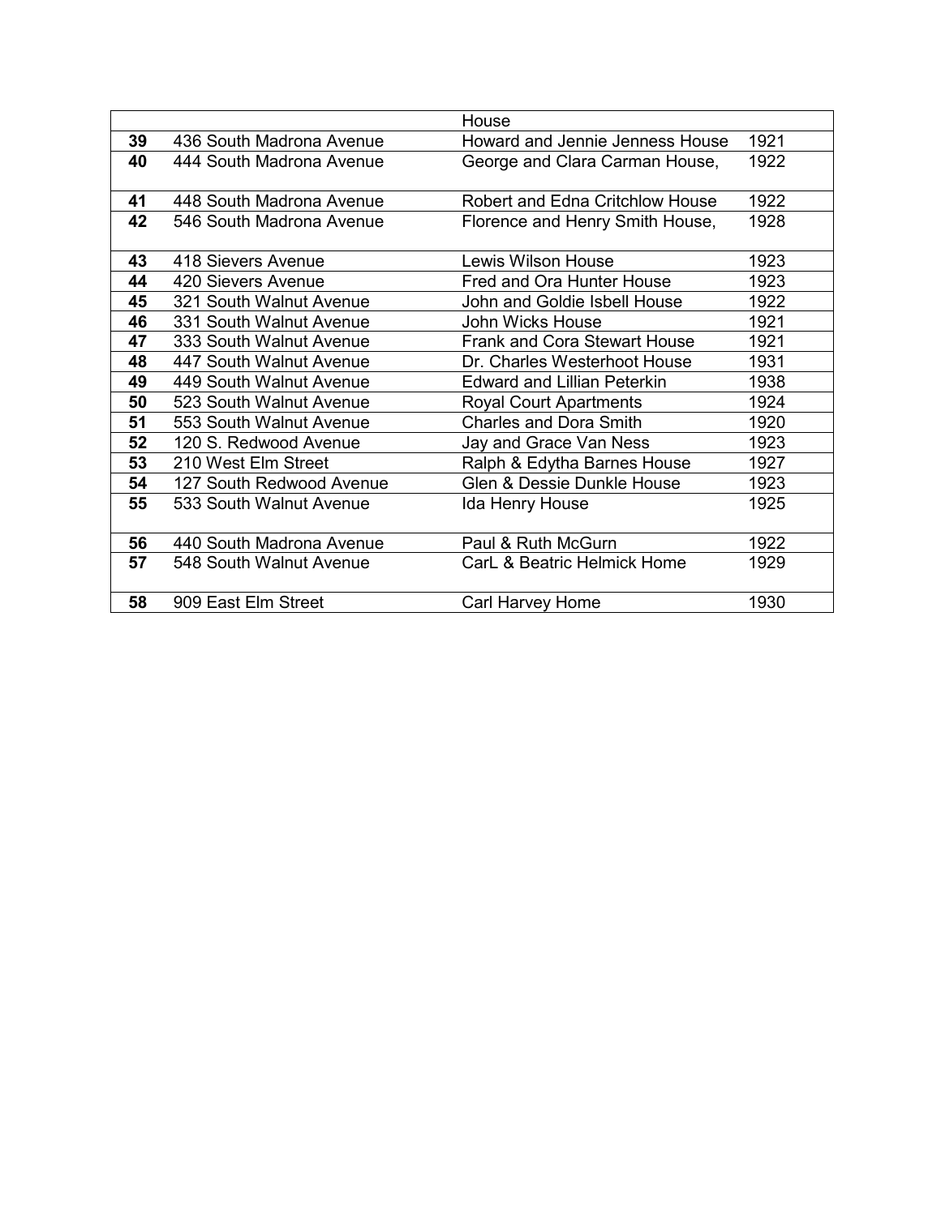| | | | |
|---|---|---|---|
| | | House | |
| **39** | 436 South Madrona Avenue | Howard and Jennie Jenness House | 1921 |
| **40** | 444 South Madrona Avenue | George and Clara Carman House, | 1922 |
| **41** | 448 South Madrona Avenue | Robert and Edna Critchlow House | 1922 |
| **42** | 546 South Madrona Avenue | Florence and Henry Smith House, | 1928 |
| **43** | 418 Sievers Avenue | Lewis Wilson House | 1923 |
| **44** | 420 Sievers Avenue | Fred and Ora Hunter House | 1923 |
| **45** | 321 South Walnut Avenue | John and Goldie Isbell House | 1922 |
| **46** | 331 South Walnut Avenue | John Wicks House | 1921 |
| **47** | 333 South Walnut Avenue | Frank and Cora Stewart House | 1921 |
| **48** | 447 South Walnut Avenue | Dr. Charles Westerhoot House | 1931 |
| **49** | 449 South Walnut Avenue | Edward and Lillian Peterkin | 1938 |
| **50** | 523 South Walnut Avenue | Royal Court Apartments | 1924 |
| **51** | 553 South Walnut Avenue | Charles and Dora Smith | 1920 |
| **52** | 120 S. Redwood Avenue | Jay and Grace Van Ness | 1923 |
| **53** | 210 West Elm Street | Ralph & Edytha Barnes House | 1927 |
| **54** | 127 South Redwood Avenue | Glen & Dessie Dunkle House | 1923 |
| **55** | 533 South Walnut Avenue | Ida Henry House | 1925 |
| **56** | 440 South Madrona Avenue | Paul & Ruth McGurn | 1922 |
| **57** | 548 South Walnut Avenue | CarL & Beatric Helmick Home | 1929 |
| **58** | 909 East Elm Street | Carl Harvey Home | 1930 |